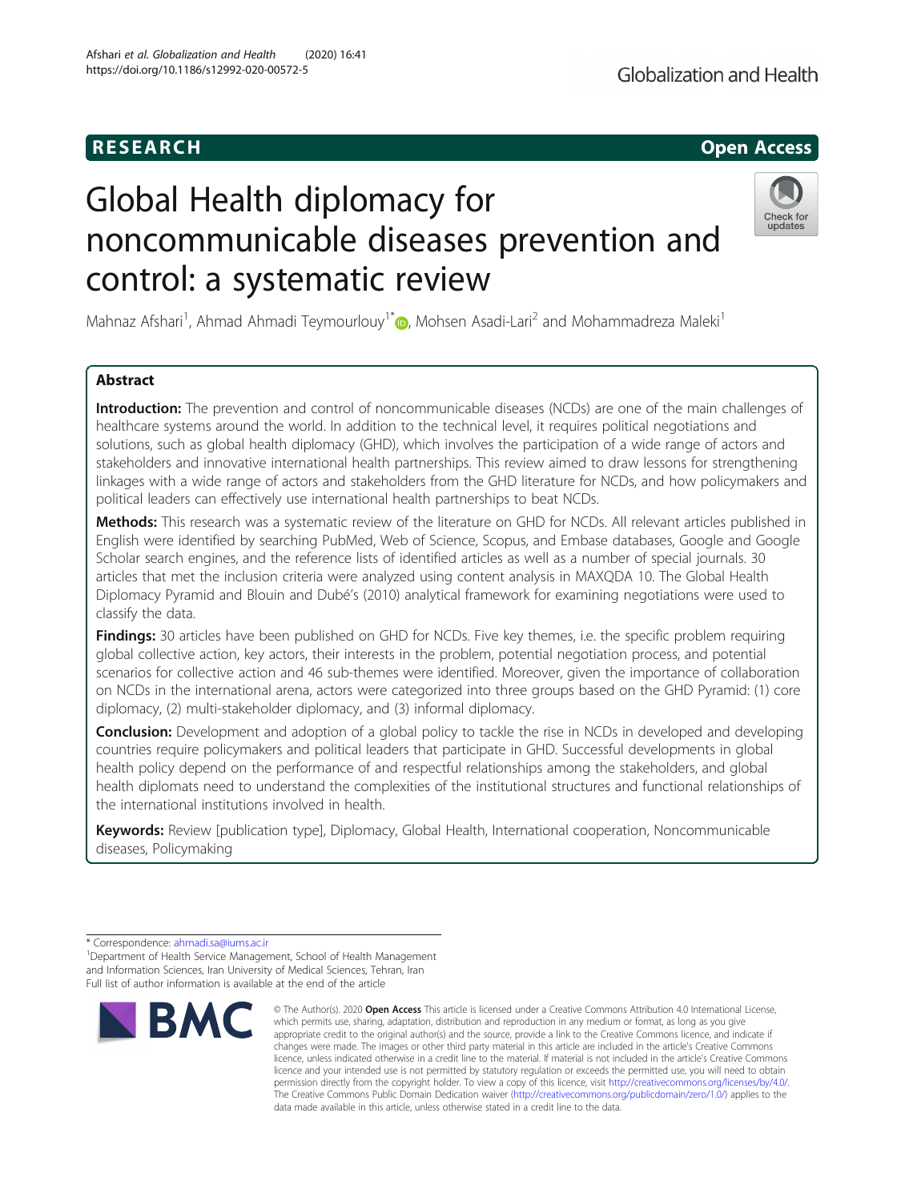RESEARCH

Open Access

# Global Health diplomacy for noncommunicable diseases prevention and control: a systematic review

Mahnaz Afshari[1], Ahmad Ahmadi Teymourlouy[1*], Mohsen Asadi-Lari[2] and Mohammadreza Maleki[1]

## Abstract

**Introduction:** The prevention and control of noncommunicable diseases (NCDs) are one of the main challenges of healthcare systems around the world. In addition to the technical level, it requires political negotiations and solutions, such as global health diplomacy (GHD), which involves the participation of a wide range of actors and stakeholders and innovative international health partnerships. This review aimed to draw lessons for strengthening linkages with a wide range of actors and stakeholders from the GHD literature for NCDs, and how policymakers and political leaders can effectively use international health partnerships to beat NCDs.

**Methods:** This research was a systematic review of the literature on GHD for NCDs. All relevant articles published in English were identified by searching PubMed, Web of Science, Scopus, and Embase databases, Google and Google Scholar search engines, and the reference lists of identified articles as well as a number of special journals. 30 articles that met the inclusion criteria were analyzed using content analysis in MAXQDA 10. The Global Health Diplomacy Pyramid and Blouin and Dubé's (2010) analytical framework for examining negotiations were used to classify the data.

**Findings:** 30 articles have been published on GHD for NCDs. Five key themes, i.e. the specific problem requiring global collective action, key actors, their interests in the problem, potential negotiation process, and potential scenarios for collective action and 46 sub-themes were identified. Moreover, given the importance of collaboration on NCDs in the international arena, actors were categorized into three groups based on the GHD Pyramid: (1) core diplomacy, (2) multi-stakeholder diplomacy, and (3) informal diplomacy.

**Conclusion:** Development and adoption of a global policy to tackle the rise in NCDs in developed and developing countries require policymakers and political leaders that participate in GHD. Successful developments in global health policy depend on the performance of and respectful relationships among the stakeholders, and global health diplomats need to understand the complexities of the institutional structures and functional relationships of the international institutions involved in health.

**Keywords:** Review [publication type], Diplomacy, Global Health, International cooperation, Noncommunicable diseases, Policymaking

* Correspondence: ahmadi.sa@iums.ac.ir
[1]Department of Health Service Management, School of Health Management and Information Sciences, Iran University of Medical Sciences, Tehran, Iran
Full list of author information is available at the end of the article

© The Author(s). 2020 **Open Access** This article is licensed under a Creative Commons Attribution 4.0 International License, which permits use, sharing, adaptation, distribution and reproduction in any medium or format, as long as you give appropriate credit to the original author(s) and the source, provide a link to the Creative Commons licence, and indicate if changes were made. The images or other third party material in this article are included in the article's Creative Commons licence, unless indicated otherwise in a credit line to the material. If material is not included in the article's Creative Commons licence and your intended use is not permitted by statutory regulation or exceeds the permitted use, you will need to obtain permission directly from the copyright holder. To view a copy of this licence, visit http://creativecommons.org/licenses/by/4.0/. The Creative Commons Public Domain Dedication waiver (http://creativecommons.org/publicdomain/zero/1.0/) applies to the data made available in this article, unless otherwise stated in a credit line to the data.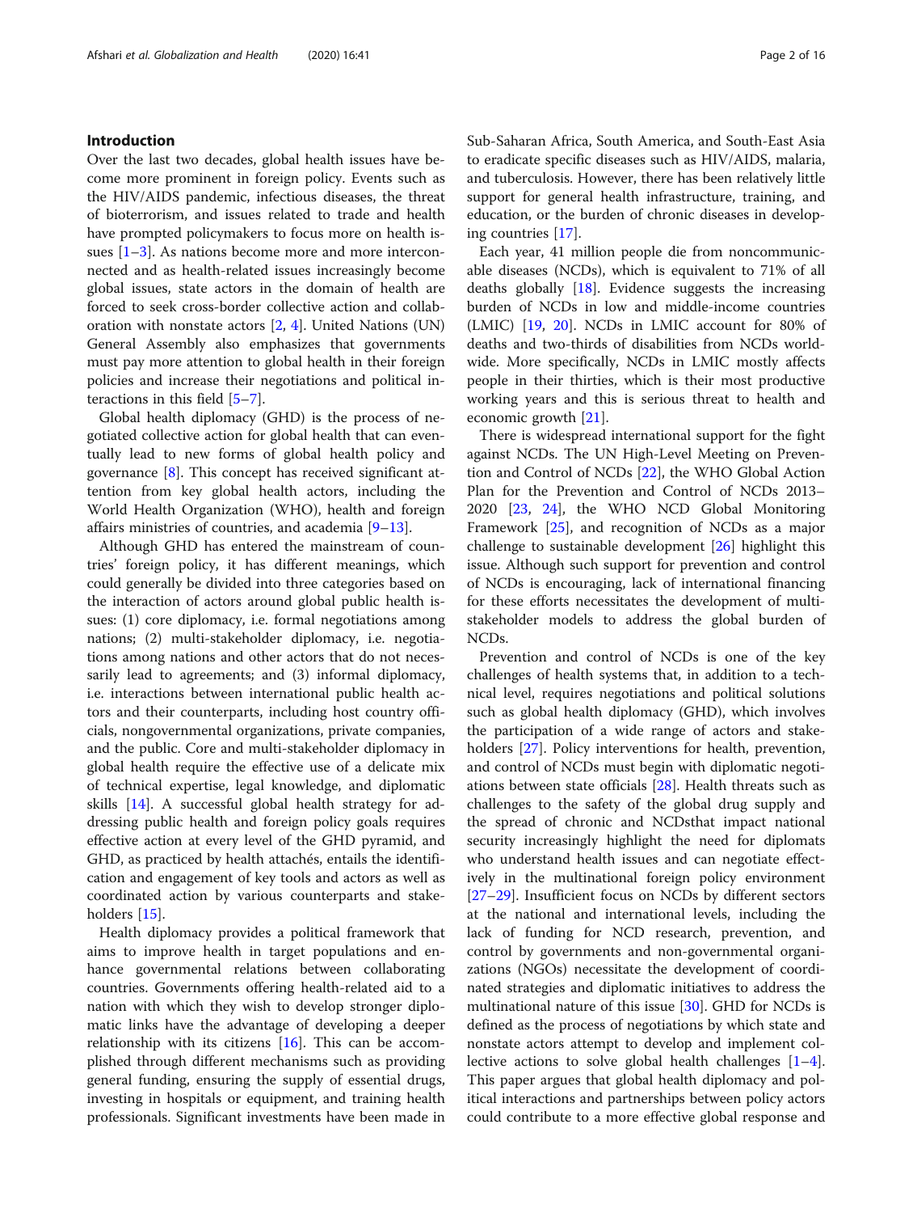## Introduction

Over the last two decades, global health issues have become more prominent in foreign policy. Events such as the HIV/AIDS pandemic, infectious diseases, the threat of bioterrorism, and issues related to trade and health have prompted policymakers to focus more on health issues [1–3]. As nations become more and more interconnected and as health-related issues increasingly become global issues, state actors in the domain of health are forced to seek cross-border collective action and collaboration with nonstate actors [2, 4]. United Nations (UN) General Assembly also emphasizes that governments must pay more attention to global health in their foreign policies and increase their negotiations and political interactions in this field [5–7].

Global health diplomacy (GHD) is the process of negotiated collective action for global health that can eventually lead to new forms of global health policy and governance [8]. This concept has received significant attention from key global health actors, including the World Health Organization (WHO), health and foreign affairs ministries of countries, and academia [9–13].

Although GHD has entered the mainstream of countries' foreign policy, it has different meanings, which could generally be divided into three categories based on the interaction of actors around global public health issues: (1) core diplomacy, i.e. formal negotiations among nations; (2) multi-stakeholder diplomacy, i.e. negotiations among nations and other actors that do not necessarily lead to agreements; and (3) informal diplomacy, i.e. interactions between international public health actors and their counterparts, including host country officials, nongovernmental organizations, private companies, and the public. Core and multi-stakeholder diplomacy in global health require the effective use of a delicate mix of technical expertise, legal knowledge, and diplomatic skills [14]. A successful global health strategy for addressing public health and foreign policy goals requires effective action at every level of the GHD pyramid, and GHD, as practiced by health attachés, entails the identification and engagement of key tools and actors as well as coordinated action by various counterparts and stakeholders [15].

Health diplomacy provides a political framework that aims to improve health in target populations and enhance governmental relations between collaborating countries. Governments offering health-related aid to a nation with which they wish to develop stronger diplomatic links have the advantage of developing a deeper relationship with its citizens [16]. This can be accomplished through different mechanisms such as providing general funding, ensuring the supply of essential drugs, investing in hospitals or equipment, and training health professionals. Significant investments have been made in Sub-Saharan Africa, South America, and South-East Asia to eradicate specific diseases such as HIV/AIDS, malaria, and tuberculosis. However, there has been relatively little support for general health infrastructure, training, and education, or the burden of chronic diseases in developing countries [17].

Each year, 41 million people die from noncommunicable diseases (NCDs), which is equivalent to 71% of all deaths globally [18]. Evidence suggests the increasing burden of NCDs in low and middle-income countries (LMIC) [19, 20]. NCDs in LMIC account for 80% of deaths and two-thirds of disabilities from NCDs worldwide. More specifically, NCDs in LMIC mostly affects people in their thirties, which is their most productive working years and this is serious threat to health and economic growth [21].

There is widespread international support for the fight against NCDs. The UN High-Level Meeting on Prevention and Control of NCDs [22], the WHO Global Action Plan for the Prevention and Control of NCDs 2013–2020 [23, 24], the WHO NCD Global Monitoring Framework [25], and recognition of NCDs as a major challenge to sustainable development [26] highlight this issue. Although such support for prevention and control of NCDs is encouraging, lack of international financing for these efforts necessitates the development of multistakeholder models to address the global burden of NCDs.

Prevention and control of NCDs is one of the key challenges of health systems that, in addition to a technical level, requires negotiations and political solutions such as global health diplomacy (GHD), which involves the participation of a wide range of actors and stakeholders [27]. Policy interventions for health, prevention, and control of NCDs must begin with diplomatic negotiations between state officials [28]. Health threats such as challenges to the safety of the global drug supply and the spread of chronic and NCDsthat impact national security increasingly highlight the need for diplomats who understand health issues and can negotiate effectively in the multinational foreign policy environment [27–29]. Insufficient focus on NCDs by different sectors at the national and international levels, including the lack of funding for NCD research, prevention, and control by governments and non-governmental organizations (NGOs) necessitate the development of coordinated strategies and diplomatic initiatives to address the multinational nature of this issue [30]. GHD for NCDs is defined as the process of negotiations by which state and nonstate actors attempt to develop and implement collective actions to solve global health challenges [1–4]. This paper argues that global health diplomacy and political interactions and partnerships between policy actors could contribute to a more effective global response and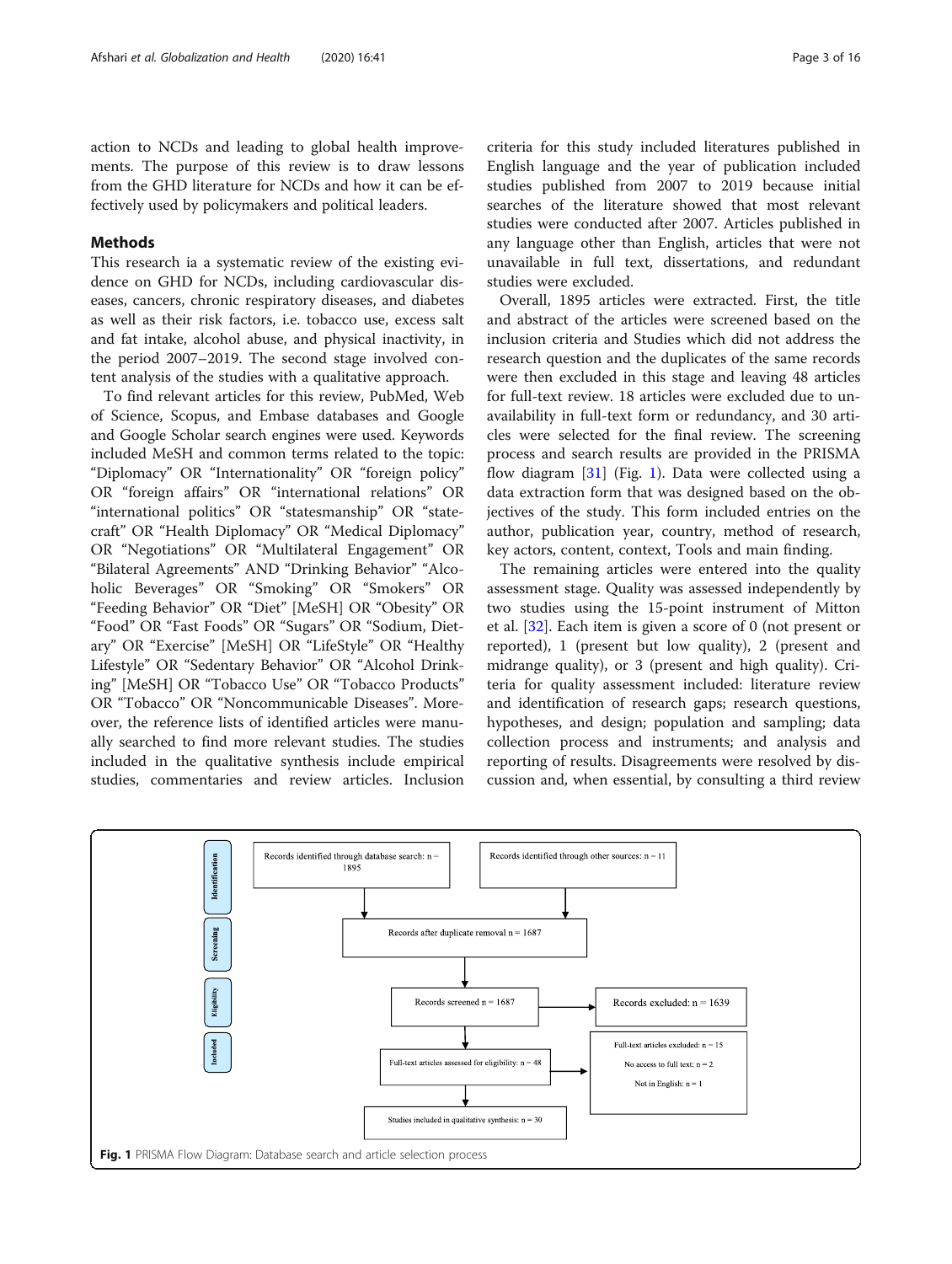action to NCDs and leading to global health improvements. The purpose of this review is to draw lessons from the GHD literature for NCDs and how it can be effectively used by policymakers and political leaders.

## Methods

This research ia a systematic review of the existing evidence on GHD for NCDs, including cardiovascular diseases, cancers, chronic respiratory diseases, and diabetes as well as their risk factors, i.e. tobacco use, excess salt and fat intake, alcohol abuse, and physical inactivity, in the period 2007–2019. The second stage involved content analysis of the studies with a qualitative approach.

To find relevant articles for this review, PubMed, Web of Science, Scopus, and Embase databases and Google and Google Scholar search engines were used. Keywords included MeSH and common terms related to the topic: "Diplomacy" OR "Internationality" OR "foreign policy" OR "foreign affairs" OR "international relations" OR "international politics" OR "statesmanship" OR "statecraft" OR "Health Diplomacy" OR "Medical Diplomacy" OR "Negotiations" OR "Multilateral Engagement" OR "Bilateral Agreements" AND "Drinking Behavior" "Alcoholic Beverages" OR "Smoking" OR "Smokers" OR "Feeding Behavior" OR "Diet" [MeSH] OR "Obesity" OR "Food" OR "Fast Foods" OR "Sugars" OR "Sodium, Dietary" OR "Exercise" [MeSH] OR "LifeStyle" OR "Healthy Lifestyle" OR "Sedentary Behavior" OR "Alcohol Drinking" [MeSH] OR "Tobacco Use" OR "Tobacco Products" OR "Tobacco" OR "Noncommunicable Diseases". Moreover, the reference lists of identified articles were manually searched to find more relevant studies. The studies included in the qualitative synthesis include empirical studies, commentaries and review articles. Inclusion criteria for this study included literatures published in English language and the year of publication included studies published from 2007 to 2019 because initial searches of the literature showed that most relevant studies were conducted after 2007. Articles published in any language other than English, articles that were not unavailable in full text, dissertations, and redundant studies were excluded.

Overall, 1895 articles were extracted. First, the title and abstract of the articles were screened based on the inclusion criteria and Studies which did not address the research question and the duplicates of the same records were then excluded in this stage and leaving 48 articles for full-text review. 18 articles were excluded due to unavailability in full-text form or redundancy, and 30 articles were selected for the final review. The screening process and search results are provided in the PRISMA flow diagram [31] (Fig. 1). Data were collected using a data extraction form that was designed based on the objectives of the study. This form included entries on the author, publication year, country, method of research, key actors, content, context, Tools and main finding.

The remaining articles were entered into the quality assessment stage. Quality was assessed independently by two studies using the 15-point instrument of Mitton et al. [32]. Each item is given a score of 0 (not present or reported), 1 (present but low quality), 2 (present and midrange quality), or 3 (present and high quality). Criteria for quality assessment included: literature review and identification of research gaps; research questions, hypotheses, and design; population and sampling; data collection process and instruments; and analysis and reporting of results. Disagreements were resolved by discussion and, when essential, by consulting a third review

Identification
Screening
Eligibility
Included

Records identified through database search: n = 1895

Records identified through other sources: n = 11

Records after duplicate removal n = 1687

Records screened n = 1687

Records excluded: n = 1639

Full-text articles assessed for eligibility: n = 48

Full-text articles excluded: n = 15
No access to full text: n = 2
Not in English: n = 1

Studies included in qualitative synthesis: n = 30

**Fig. 1** PRISMA Flow Diagram: Database search and article selection process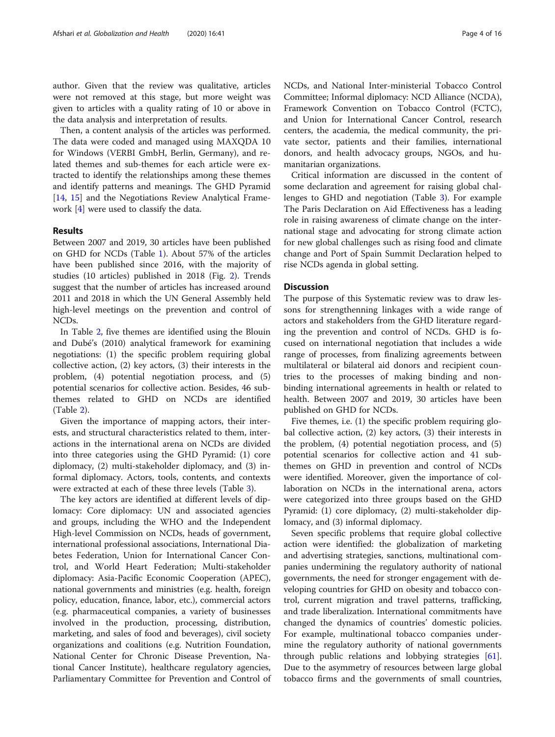author. Given that the review was qualitative, articles were not removed at this stage, but more weight was given to articles with a quality rating of 10 or above in the data analysis and interpretation of results.

Then, a content analysis of the articles was performed. The data were coded and managed using MAXQDA 10 for Windows (VERBI GmbH, Berlin, Germany), and related themes and sub-themes for each article were extracted to identify the relationships among these themes and identify patterns and meanings. The GHD Pyramid [14, 15] and the Negotiations Review Analytical Framework [4] were used to classify the data.

## Results

Between 2007 and 2019, 30 articles have been published on GHD for NCDs (Table 1). About 57% of the articles have been published since 2016, with the majority of studies (10 articles) published in 2018 (Fig. 2). Trends suggest that the number of articles has increased around 2011 and 2018 in which the UN General Assembly held high-level meetings on the prevention and control of NCDs.

In Table 2, five themes are identified using the Blouin and Dubé's (2010) analytical framework for examining negotiations: (1) the specific problem requiring global collective action, (2) key actors, (3) their interests in the problem, (4) potential negotiation process, and (5) potential scenarios for collective action. Besides, 46 sub-themes related to GHD on NCDs are identified (Table 2).

Given the importance of mapping actors, their interests, and structural characteristics related to them, interactions in the international arena on NCDs are divided into three categories using the GHD Pyramid: (1) core diplomacy, (2) multi-stakeholder diplomacy, and (3) informal diplomacy. Actors, tools, contents, and contexts were extracted at each of these three levels (Table 3).

The key actors are identified at different levels of diplomacy: Core diplomacy: UN and associated agencies and groups, including the WHO and the Independent High-level Commission on NCDs, heads of government, international professional associations, International Diabetes Federation, Union for International Cancer Control, and World Heart Federation; Multi-stakeholder diplomacy: Asia-Pacific Economic Cooperation (APEC), national governments and ministries (e.g. health, foreign policy, education, finance, labor, etc.), commercial actors (e.g. pharmaceutical companies, a variety of businesses involved in the production, processing, distribution, marketing, and sales of food and beverages), civil society organizations and coalitions (e.g. Nutrition Foundation, National Center for Chronic Disease Prevention, National Cancer Institute), healthcare regulatory agencies, Parliamentary Committee for Prevention and Control of NCDs, and National Inter-ministerial Tobacco Control Committee; Informal diplomacy: NCD Alliance (NCDA), Framework Convention on Tobacco Control (FCTC), and Union for International Cancer Control, research centers, the academia, the medical community, the private sector, patients and their families, international donors, and health advocacy groups, NGOs, and humanitarian organizations.

Critical information are discussed in the content of some declaration and agreement for raising global challenges to GHD and negotiation (Table 3). For example The Paris Declaration on Aid Effectiveness has a leading role in raising awareness of climate change on the international stage and advocating for strong climate action for new global challenges such as rising food and climate change and Port of Spain Summit Declaration helped to rise NCDs agenda in global setting.

## Discussion

The purpose of this Systematic review was to draw lessons for strengthenning linkages with a wide range of actors and stakeholders from the GHD literature regarding the prevention and control of NCDs. GHD is focused on international negotiation that includes a wide range of processes, from finalizing agreements between multilateral or bilateral aid donors and recipient countries to the processes of making binding and non-binding international agreements in health or related to health. Between 2007 and 2019, 30 articles have been published on GHD for NCDs.

Five themes, i.e. (1) the specific problem requiring global collective action, (2) key actors, (3) their interests in the problem, (4) potential negotiation process, and (5) potential scenarios for collective action and 41 sub-themes on GHD in prevention and control of NCDs were identified. Moreover, given the importance of collaboration on NCDs in the international arena, actors were categorized into three groups based on the GHD Pyramid: (1) core diplomacy, (2) multi-stakeholder diplomacy, and (3) informal diplomacy.

Seven specific problems that require global collective action were identified: the globalization of marketing and advertising strategies, sanctions, multinational companies undermining the regulatory authority of national governments, the need for stronger engagement with developing countries for GHD on obesity and tobacco control, current migration and travel patterns, trafficking, and trade liberalization. International commitments have changed the dynamics of countries' domestic policies. For example, multinational tobacco companies undermine the regulatory authority of national governments through public relations and lobbying strategies [61]. Due to the asymmetry of resources between large global tobacco firms and the governments of small countries,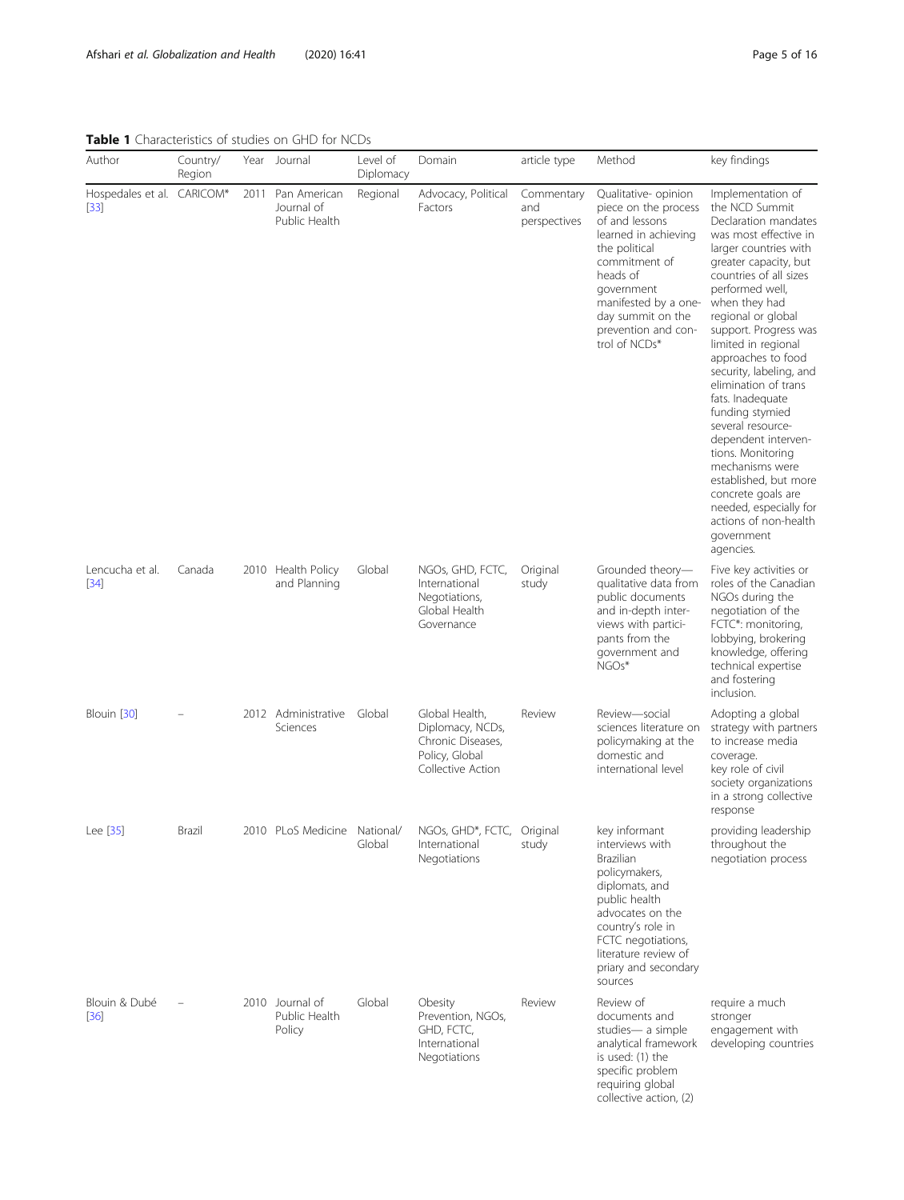**Table 1** Characteristics of studies on GHD for NCDs

| Author | Country/ Region | Year | Journal | Level of Diplomacy | Domain | article type | Method | key findings |
|---|---|---|---|---|---|---|---|---|
| Hospedales et al. [33] | CARICOM* | 2011 | Pan American Journal of Public Health | Regional | Advocacy, Political Factors | Commentary and perspectives | Qualitative- opinion piece on the process of and lessons learned in achieving the political commitment of heads of government manifested by a one-day summit on the prevention and control of NCDs* | Implementation of the NCD Summit Declaration mandates was most effective in larger countries with greater capacity, but countries of all sizes performed well, when they had regional or global support. Progress was limited in regional approaches to food security, labeling, and elimination of trans fats. Inadequate funding stymied several resource-dependent interventions. Monitoring mechanisms were established, but more concrete goals are needed, especially for actions of non-health government agencies. |
| Lencucha et al. [34] | Canada | 2010 | Health Policy and Planning | Global | NGOs, GHD, FCTC, International Negotiations, Global Health Governance | Original study | Grounded theory—qualitative data from public documents and in-depth interviews with participants from the government and NGOs* | Five key activities or roles of the Canadian NGOs during the negotiation of the FCTC*: monitoring, lobbying, brokering knowledge, offering technical expertise and fostering inclusion. |
| Blouin [30] | – | 2012 | Administrative Sciences | Global | Global Health, Diplomacy, NCDs, Chronic Diseases, Policy, Global Collective Action | Review | Review—social sciences literature on policymaking at the domestic and international level | Adopting a global strategy with partners to increase media coverage. key role of civil society organizations in a strong collective response |
| Lee [35] | Brazil | 2010 | PLoS Medicine | National/ Global | NGOs, GHD*, FCTC, International Negotiations | Original study | key informant interviews with Brazilian policymakers, diplomats, and public health advocates on the country's role in FCTC negotiations, literature review of priary and secondary sources | providing leadership throughout the negotiation process |
| Blouin & Dubé [36] | – | 2010 | Journal of Public Health Policy | Global | Obesity Prevention, NGOs, GHD, FCTC, International Negotiations | Review | Review of documents and studies— a simple analytical framework is used: (1) the specific problem requiring global collective action, (2) | require a much stronger engagement with developing countries |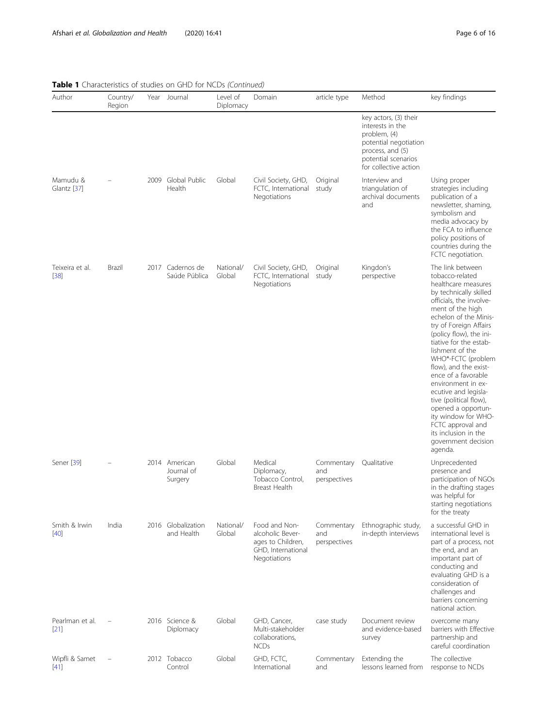**Table 1** Characteristics of studies on GHD for NCDs *(Continued)*

| Author | Country/ Region | Year | Journal | Level of Diplomacy | Domain | article type | Method | key findings |
|---|---|---|---|---|---|---|---|---|
| | | | | | | | key actors, (3) their interests in the problem, (4) potential negotiation process, and (5) potential scenarios for collective action | |
| Mamudu & Glantz [37] | – | 2009 | Global Public Health | Global | Civil Society, GHD, FCTC, International Negotiations | Original study | Interview and triangulation of archival documents and | Using proper strategies including publication of a newsletter, shaming, symbolism and media advocacy by the FCA to influence policy positions of countries during the FCTC negotiation. |
| Teixeira et al. [38] | Brazil | 2017 | Cadernos de Saúde Pública | National/ Global | Civil Society, GHD, FCTC, International Negotiations | Original study | Kingdon's perspective | The link between tobacco-related healthcare measures by technically skilled officials, the involvement of the high echelon of the Ministry of Foreign Affairs (policy flow), the initiative for the establishment of the WHO*-FCTC (problem flow), and the existence of a favorable environment in executive and legislative (political flow), opened a opportunity window for WHO-FCTC approval and its inclusion in the government decision agenda. |
| Sener [39] | – | 2014 | American Journal of Surgery | Global | Medical Diplomacy, Tobacco Control, Breast Health | Commentary and perspectives | Qualitative | Unprecedented presence and participation of NGOs in the drafting stages was helpful for starting negotiations for the treaty |
| Smith & Irwin [40] | India | 2016 | Globalization and Health | National/ Global | Food and Non-alcoholic Beverages to Children, GHD, International Negotiations | Commentary and perspectives | Ethnographic study, in-depth interviews | a successful GHD in international level is part of a process, not the end, and an important part of conducting and evaluating GHD is a consideration of challenges and barriers concerning national action. |
| Pearlman et al. [21] | – | 2016 | Science & Diplomacy | Global | GHD, Cancer, Multi-stakeholder collaborations, NCDs | case study | Document review and evidence-based survey | overcome many barriers with Effective partnership and careful coordination |
| Wipfli & Samet [41] | – | 2012 | Tobacco Control | Global | GHD, FCTC, International | Commentary and | Extending the lessons learned from | The collective response to NCDs |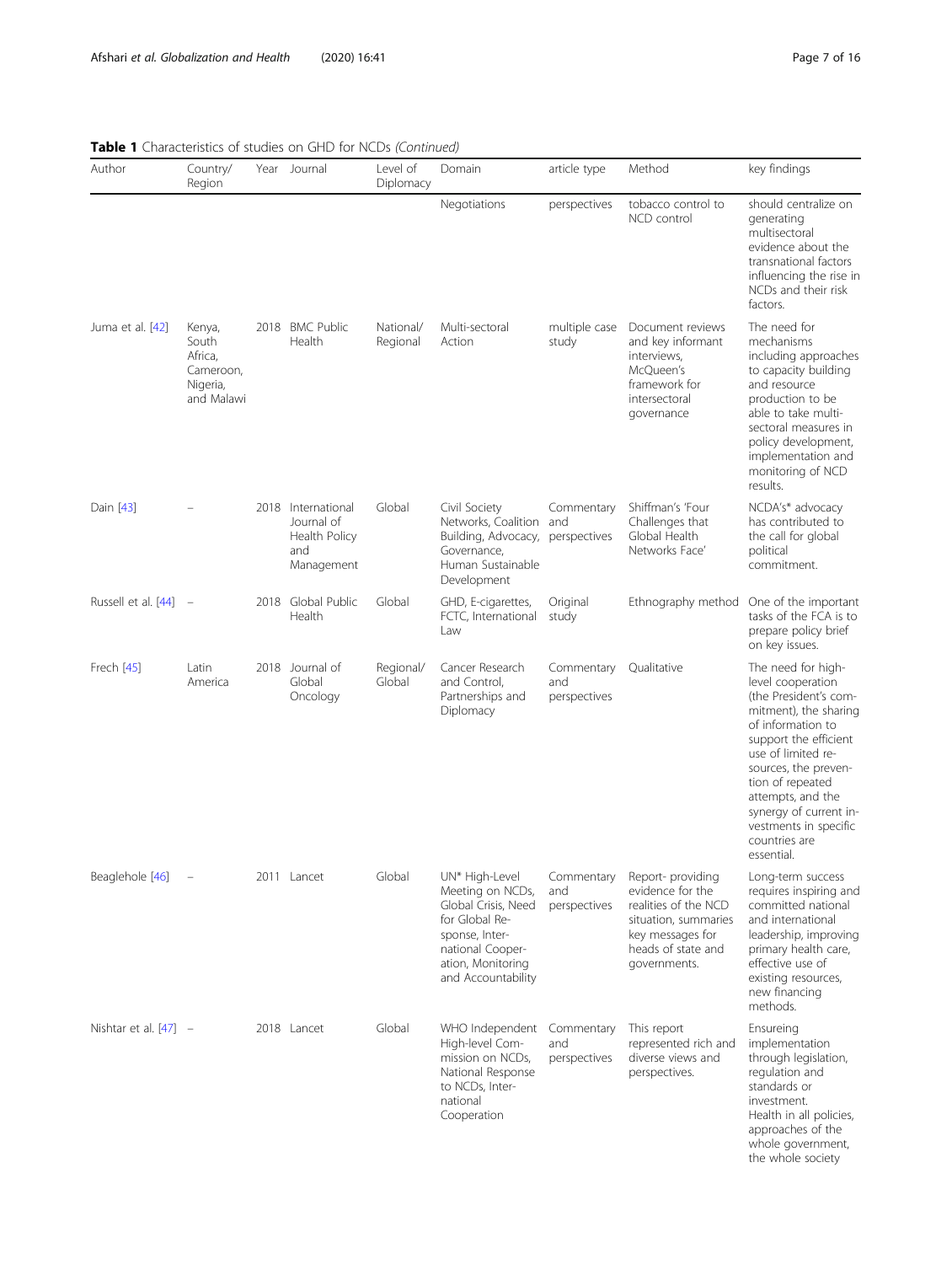**Table 1** Characteristics of studies on GHD for NCDs *(Continued)*

| Author | Country/ Region | Year | Journal | Level of Diplomacy | Domain | article type | Method | key findings |
|---|---|---|---|---|---|---|---|---|
| | | | | | Negotiations | perspectives | tobacco control to NCD control | should centralize on generating multisectoral evidence about the transnational factors influencing the rise in NCDs and their risk factors. |
| Juma et al. [42] | Kenya, South Africa, Cameroon, Nigeria, and Malawi | 2018 | BMC Public Health | National/ Regional | Multi-sectoral Action | multiple case study | Document reviews and key informant interviews, McQueen's framework for intersectoral governance | The need for mechanisms including approaches to capacity building and resource production to be able to take multi-sectoral measures in policy development, implementation and monitoring of NCD results. |
| Dain [43] | – | 2018 | International Journal of Health Policy and Management | Global | Civil Society Networks, Coalition Building, Advocacy, Governance, Human Sustainable Development | Commentary and perspectives | Shiffman's 'Four Challenges that Global Health Networks Face' | NCDA's* advocacy has contributed to the call for global political commitment. |
| Russell et al. [44] | – | 2018 | Global Public Health | Global | GHD, E-cigarettes, FCTC, International Law | Original study | Ethnography method | One of the important tasks of the FCA is to prepare policy brief on key issues. |
| Frech [45] | Latin America | 2018 | Journal of Global Oncology | Regional/ Global | Cancer Research and Control, Partnerships and Diplomacy | Commentary and perspectives | Qualitative | The need for high-level cooperation (the President's commitment), the sharing of information to support the efficient use of limited resources, the prevention of repeated attempts, and the synergy of current investments in specific countries are essential. |
| Beaglehole [46] | – | 2011 | Lancet | Global | UN* High-Level Meeting on NCDs, Global Crisis, Need for Global Response, International Cooperation, Monitoring and Accountability | Commentary and perspectives | Report- providing evidence for the realities of the NCD situation, summaries key messages for heads of state and governments. | Long-term success requires inspiring and committed national and international leadership, improving primary health care, effective use of existing resources, new financing methods. |
| Nishtar et al. [47] | – | 2018 | Lancet | Global | WHO Independent High-level Commission on NCDs, National Response to NCDs, International Cooperation | Commentary and perspectives | This report represented rich and diverse views and perspectives. | Ensureing implementation through legislation, regulation and standards or investment. Health in all policies, approaches of the whole government, the whole society |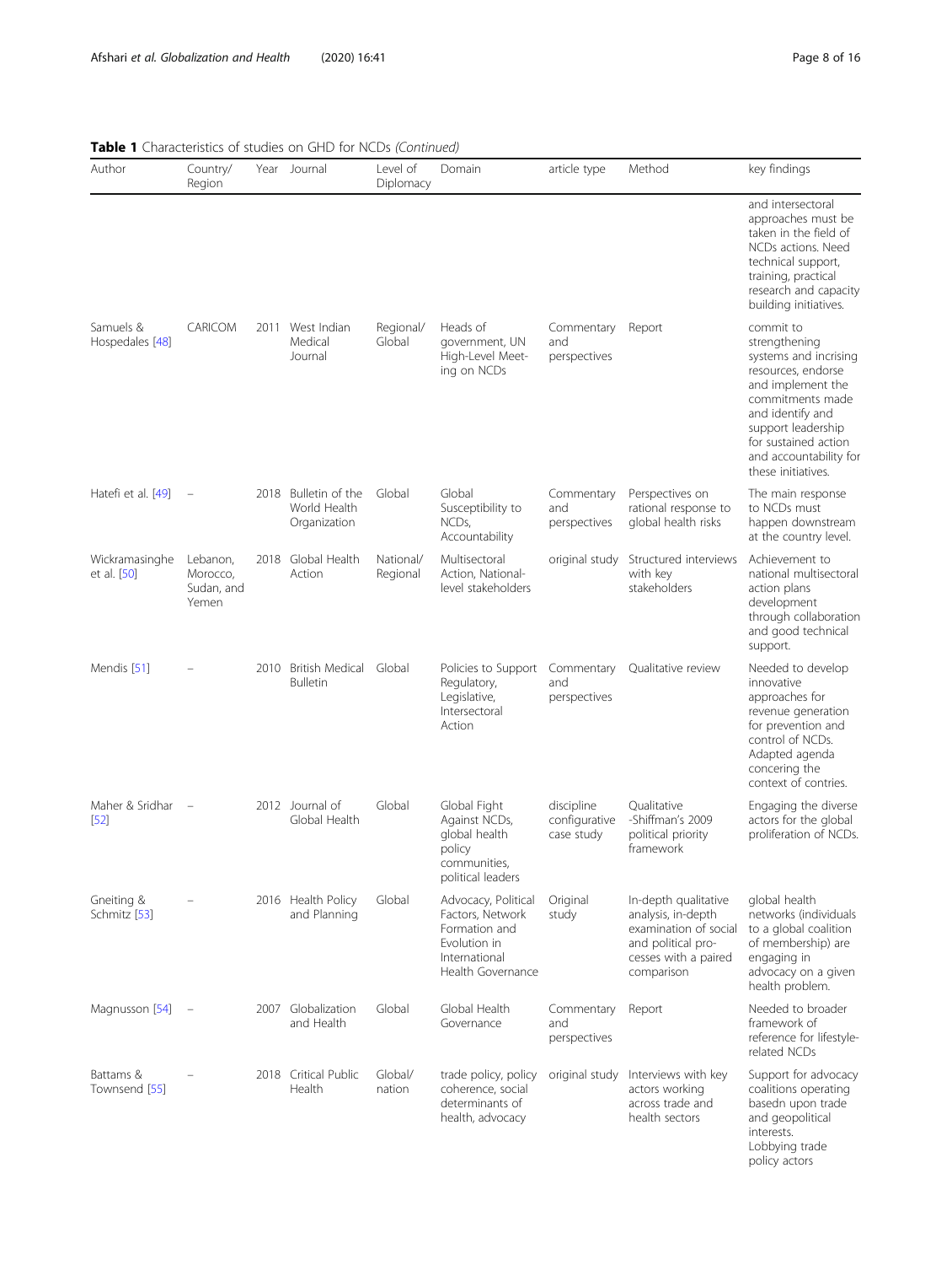**Table 1** Characteristics of studies on GHD for NCDs *(Continued)*

| Author | Country/ Region | Year | Journal | Level of Diplomacy | Domain | article type | Method | key findings |
|---|---|---|---|---|---|---|---|---|
| | | | | | | | | and intersectoral approaches must be taken in the field of NCDs actions. Need technical support, training, practical research and capacity building initiatives. |
| Samuels & Hospedales [48] | CARICOM | 2011 | West Indian Medical Journal | Regional/ Global | Heads of government, UN High-Level Meeting on NCDs | Commentary and perspectives | Report | commit to strengthening systems and incrising resources, endorse and implement the commitments made and identify and support leadership for sustained action and accountability for these initiatives. |
| Hatefi et al. [49] | – | 2018 | Bulletin of the World Health Organization | Global | Global Susceptibility to NCDs, Accountability | Commentary and perspectives | Perspectives on rational response to global health risks | The main response to NCDs must happen downstream at the country level. |
| Wickramasinghe et al. [50] | Lebanon, Morocco, Sudan, and Yemen | 2018 | Global Health Action | National/ Regional | Multisectoral Action, National-level stakeholders | original study | Structured interviews with key stakeholders | Achievement to national multisectoral action plans development through collaboration and good technical support. |
| Mendis [51] | – | 2010 | British Medical Bulletin | Global | Policies to Support Regulatory, Legislative, Intersectoral Action | Commentary and perspectives | Qualitative review | Needed to develop innovative approaches for revenue generation for prevention and control of NCDs. Adapted agenda concering the context of contries. |
| Maher & Sridhar [52] | – | 2012 | Journal of Global Health | Global | Global Fight Against NCDs, global health policy communities, political leaders | discipline configurative case study | Qualitative -Shiffman's 2009 political priority framework | Engaging the diverse actors for the global proliferation of NCDs. |
| Gneiting & Schmitz [53] | – | 2016 | Health Policy and Planning | Global | Advocacy, Political Factors, Network Formation and Evolution in International Health Governance | Original study | In-depth qualitative analysis, in-depth examination of social and political processes with a paired comparison | global health networks (individuals to a global coalition of membership) are engaging in advocacy on a given health problem. |
| Magnusson [54] | – | 2007 | Globalization and Health | Global | Global Health Governance | Commentary and perspectives | Report | Needed to broader framework of reference for lifestyle-related NCDs |
| Battams & Townsend [55] | – | 2018 | Critical Public Health | Global/ nation | trade policy, policy coherence, social determinants of health, advocacy | original study | Interviews with key actors working across trade and health sectors | Support for advocacy coalitions operating basedn upon trade and geopolitical interests. Lobbying trade policy actors |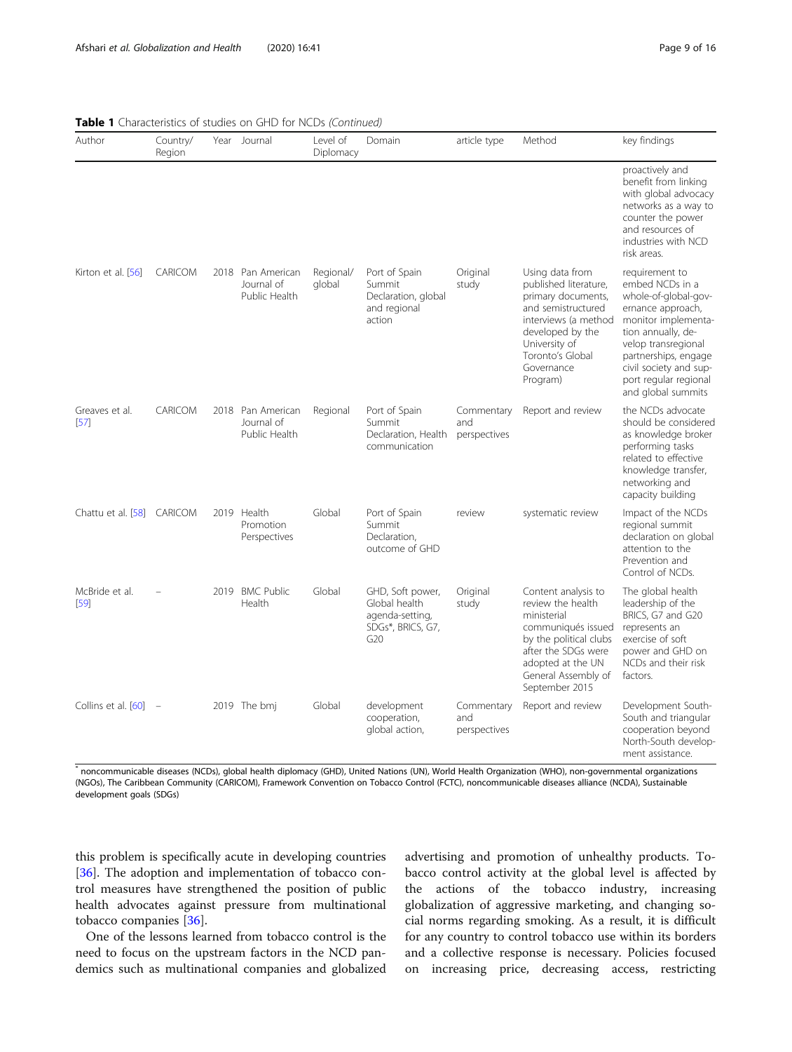**Table 1** Characteristics of studies on GHD for NCDs *(Continued)*

| Author | Country/ Region | Year | Journal | Level of Diplomacy | Domain | article type | Method | key findings |
|---|---|---|---|---|---|---|---|---|
| | | | | | | | | proactively and benefit from linking with global advocacy networks as a way to counter the power and resources of industries with NCD risk areas. |
| Kirton et al. [56] | CARICOM | 2018 | Pan American Journal of Public Health | Regional/ global | Port of Spain Summit Declaration, global and regional action | Original study | Using data from published literature, primary documents, and semistructured interviews (a method developed by the University of Toronto's Global Governance Program) | requirement to embed NCDs in a whole-of-global-governance approach, monitor implementation annually, develop transregional partnerships, engage civil society and support regular regional and global summits |
| Greaves et al. [57] | CARICOM | 2018 | Pan American Journal of Public Health | Regional | Port of Spain Summit Declaration, Health communication | Commentary and perspectives | Report and review | the NCDs advocate should be considered as knowledge broker performing tasks related to effective knowledge transfer, networking and capacity building |
| Chattu et al. [58] | CARICOM | 2019 | Health Promotion Perspectives | Global | Port of Spain Summit Declaration, outcome of GHD | review | systematic review | Impact of the NCDs regional summit declaration on global attention to the Prevention and Control of NCDs. |
| McBride et al. [59] | – | 2019 | BMC Public Health | Global | GHD, Soft power, Global health agenda-setting, SDGs*, BRICS, G7, G20 | Original study | Content analysis to review the health ministerial communiqués issued by the political clubs after the SDGs were adopted at the UN General Assembly of September 2015 | The global health leadership of the BRICS, G7 and G20 represents an exercise of soft power and GHD on NCDs and their risk factors. |
| Collins et al. [60] | – | 2019 | The bmj | Global | development cooperation, global action, | Commentary and perspectives | Report and review | Development South-South and triangular cooperation beyond North-South development assistance. |

* noncommunicable diseases (NCDs), global health diplomacy (GHD), United Nations (UN), World Health Organization (WHO), non-governmental organizations (NGOs), The Caribbean Community (CARICOM), Framework Convention on Tobacco Control (FCTC), noncommunicable diseases alliance (NCDA), Sustainable development goals (SDGs)

this problem is specifically acute in developing countries [36]. The adoption and implementation of tobacco control measures have strengthened the position of public health advocates against pressure from multinational tobacco companies [36].

One of the lessons learned from tobacco control is the need to focus on the upstream factors in the NCD pandemics such as multinational companies and globalized advertising and promotion of unhealthy products. Tobacco control activity at the global level is affected by the actions of the tobacco industry, increasing globalization of aggressive marketing, and changing social norms regarding smoking. As a result, it is difficult for any country to control tobacco use within its borders and a collective response is necessary. Policies focused on increasing price, decreasing access, restricting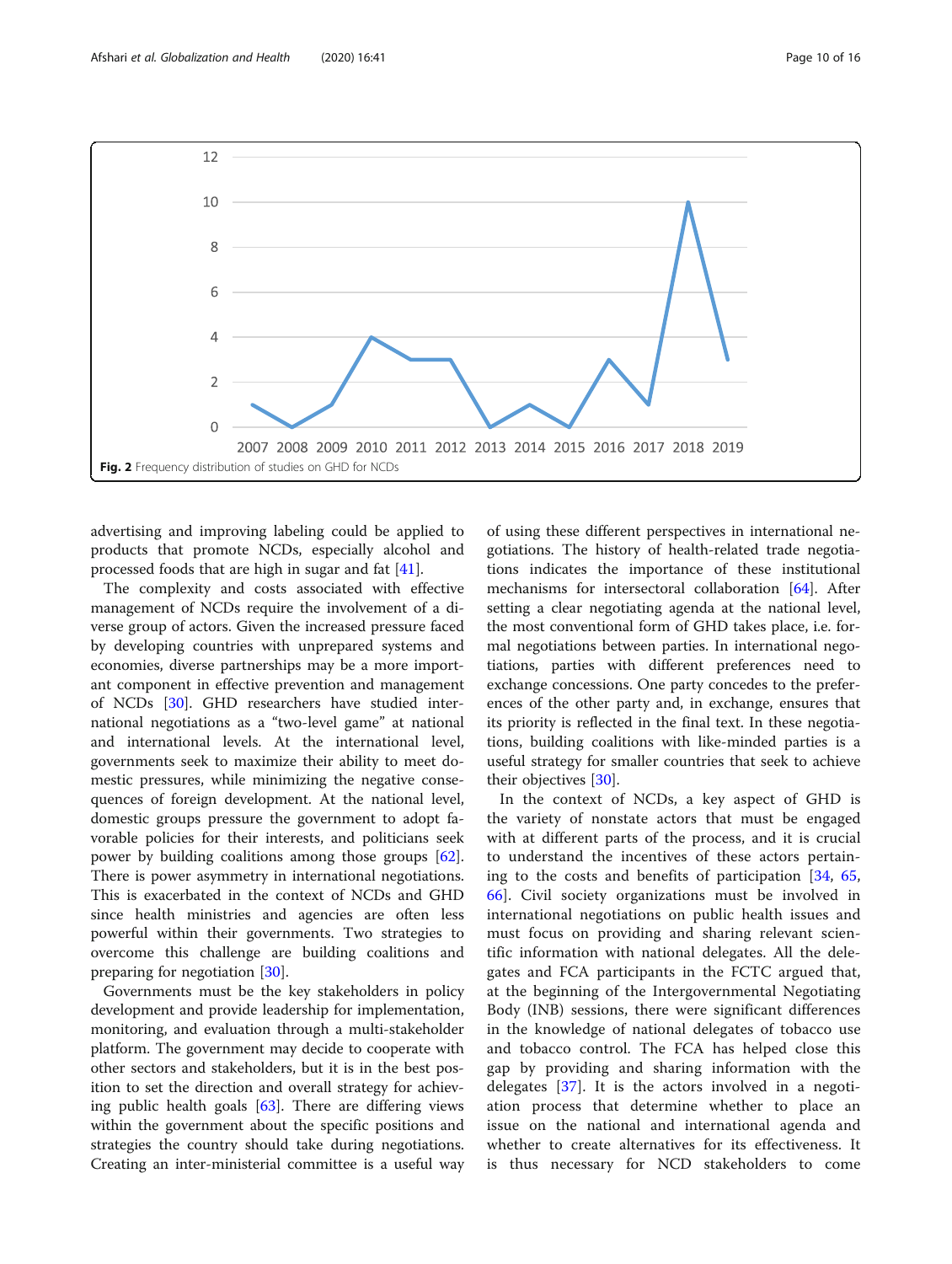12
10
8
6
4
2
0
2007 2008 2009 2010 2011 2012 2013 2014 2015 2016 2017 2018 2019

**Fig. 2** Frequency distribution of studies on GHD for NCDs

advertising and improving labeling could be applied to products that promote NCDs, especially alcohol and processed foods that are high in sugar and fat [41].

The complexity and costs associated with effective management of NCDs require the involvement of a diverse group of actors. Given the increased pressure faced by developing countries with unprepared systems and economies, diverse partnerships may be a more important component in effective prevention and management of NCDs [30]. GHD researchers have studied international negotiations as a "two-level game" at national and international levels. At the international level, governments seek to maximize their ability to meet domestic pressures, while minimizing the negative consequences of foreign development. At the national level, domestic groups pressure the government to adopt favorable policies for their interests, and politicians seek power by building coalitions among those groups [62]. There is power asymmetry in international negotiations. This is exacerbated in the context of NCDs and GHD since health ministries and agencies are often less powerful within their governments. Two strategies to overcome this challenge are building coalitions and preparing for negotiation [30].

Governments must be the key stakeholders in policy development and provide leadership for implementation, monitoring, and evaluation through a multi-stakeholder platform. The government may decide to cooperate with other sectors and stakeholders, but it is in the best position to set the direction and overall strategy for achieving public health goals [63]. There are differing views within the government about the specific positions and strategies the country should take during negotiations. Creating an inter-ministerial committee is a useful way of using these different perspectives in international negotiations. The history of health-related trade negotiations indicates the importance of these institutional mechanisms for intersectoral collaboration [64]. After setting a clear negotiating agenda at the national level, the most conventional form of GHD takes place, i.e. formal negotiations between parties. In international negotiations, parties with different preferences need to exchange concessions. One party concedes to the preferences of the other party and, in exchange, ensures that its priority is reflected in the final text. In these negotiations, building coalitions with like-minded parties is a useful strategy for smaller countries that seek to achieve their objectives [30].

In the context of NCDs, a key aspect of GHD is the variety of nonstate actors that must be engaged with at different parts of the process, and it is crucial to understand the incentives of these actors pertaining to the costs and benefits of participation [34, 65, 66]. Civil society organizations must be involved in international negotiations on public health issues and must focus on providing and sharing relevant scientific information with national delegates. All the delegates and FCA participants in the FCTC argued that, at the beginning of the Intergovernmental Negotiating Body (INB) sessions, there were significant differences in the knowledge of national delegates of tobacco use and tobacco control. The FCA has helped close this gap by providing and sharing information with the delegates [37]. It is the actors involved in a negotiation process that determine whether to place an issue on the national and international agenda and whether to create alternatives for its effectiveness. It is thus necessary for NCD stakeholders to come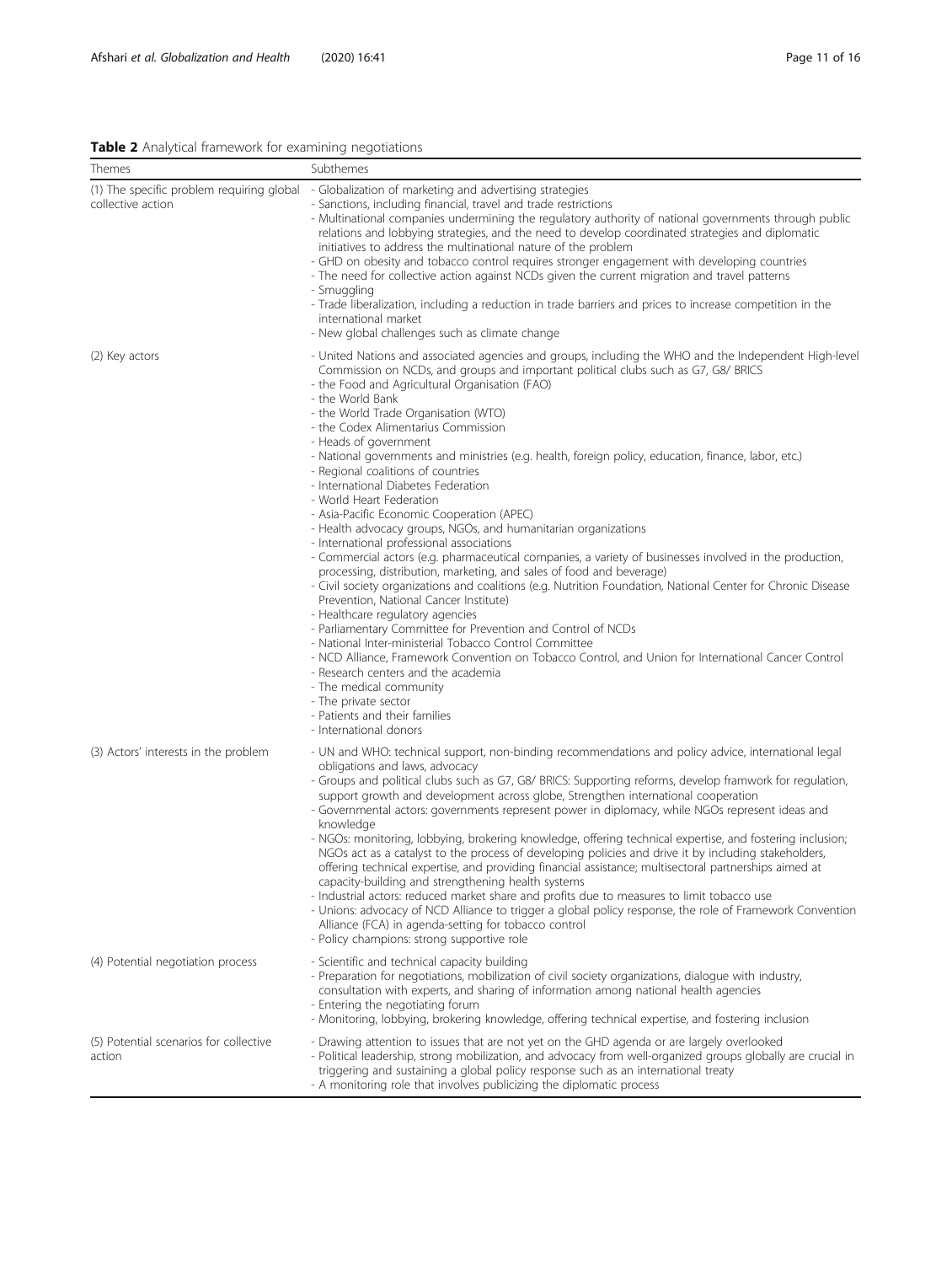**Table 2** Analytical framework for examining negotiations

| Themes | Subthemes |
| --- | --- |
| (1) The specific problem requiring global collective action | - Globalization of marketing and advertising strategies<br>- Sanctions, including financial, travel and trade restrictions<br>- Multinational companies undermining the regulatory authority of national governments through public relations and lobbying strategies, and the need to develop coordinated strategies and diplomatic initiatives to address the multinational nature of the problem<br>- GHD on obesity and tobacco control requires stronger engagement with developing countries<br>- The need for collective action against NCDs given the current migration and travel patterns<br>- Smuggling<br>- Trade liberalization, including a reduction in trade barriers and prices to increase competition in the international market<br>- New global challenges such as climate change |
| (2) Key actors | - United Nations and associated agencies and groups, including the WHO and the Independent High-level Commission on NCDs, and groups and important political clubs such as G7, G8/ BRICS<br>- the Food and Agricultural Organisation (FAO)<br>- the World Bank<br>- the World Trade Organisation (WTO)<br>- the Codex Alimentarius Commission<br>- Heads of government<br>- National governments and ministries (e.g. health, foreign policy, education, finance, labor, etc.)<br>- Regional coalitions of countries<br>- International Diabetes Federation<br>- World Heart Federation<br>- Asia-Pacific Economic Cooperation (APEC)<br>- Health advocacy groups, NGOs, and humanitarian organizations<br>- International professional associations<br>- Commercial actors (e.g. pharmaceutical companies, a variety of businesses involved in the production, processing, distribution, marketing, and sales of food and beverage)<br>- Civil society organizations and coalitions (e.g. Nutrition Foundation, National Center for Chronic Disease Prevention, National Cancer Institute)<br>- Healthcare regulatory agencies<br>- Parliamentary Committee for Prevention and Control of NCDs<br>- National Inter-ministerial Tobacco Control Committee<br>- NCD Alliance, Framework Convention on Tobacco Control, and Union for International Cancer Control<br>- Research centers and the academia<br>- The medical community<br>- The private sector<br>- Patients and their families<br>- International donors |
| (3) Actors' interests in the problem | - UN and WHO: technical support, non-binding recommendations and policy advice, international legal obligations and laws, advocacy<br>- Groups and political clubs such as G7, G8/ BRICS: Supporting reforms, develop framwork for regulation, support growth and development across globe, Strengthen international cooperation<br>- Governmental actors: governments represent power in diplomacy, while NGOs represent ideas and knowledge<br>- NGOs: monitoring, lobbying, brokering knowledge, offering technical expertise, and fostering inclusion; NGOs act as a catalyst to the process of developing policies and drive it by including stakeholders, offering technical expertise, and providing financial assistance; multisectoral partnerships aimed at capacity-building and strengthening health systems<br>- Industrial actors: reduced market share and profits due to measures to limit tobacco use<br>- Unions: advocacy of NCD Alliance to trigger a global policy response, the role of Framework Convention Alliance (FCA) in agenda-setting for tobacco control<br>- Policy champions: strong supportive role |
| (4) Potential negotiation process | - Scientific and technical capacity building<br>- Preparation for negotiations, mobilization of civil society organizations, dialogue with industry, consultation with experts, and sharing of information among national health agencies<br>- Entering the negotiating forum<br>- Monitoring, lobbying, brokering knowledge, offering technical expertise, and fostering inclusion |
| (5) Potential scenarios for collective action | - Drawing attention to issues that are not yet on the GHD agenda or are largely overlooked<br>- Political leadership, strong mobilization, and advocacy from well-organized groups globally are crucial in triggering and sustaining a global policy response such as an international treaty<br>- A monitoring role that involves publicizing the diplomatic process |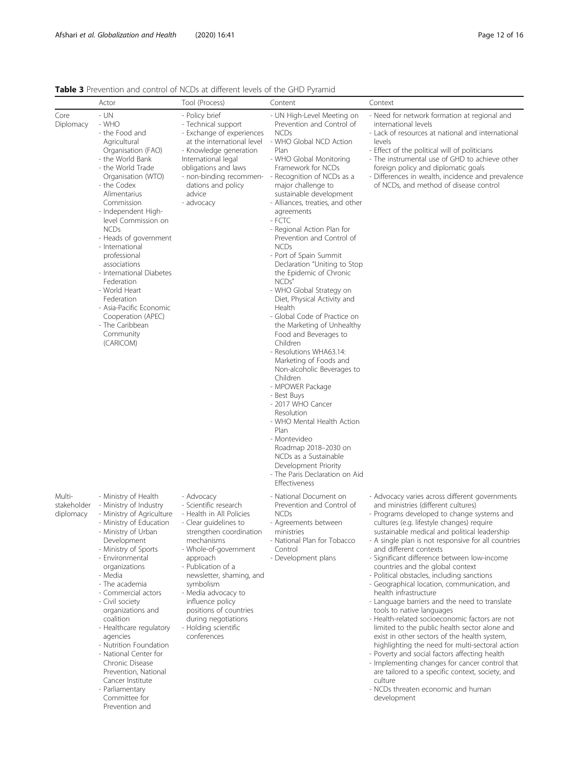**Table 3** Prevention and control of NCDs at different levels of the GHD Pyramid

| | Actor | Tool (Process) | Content | Context |
|---|---|---|---|---|
| Core Diplomacy | - UN<br>- WHO<br>- the Food and Agricultural Organisation (FAO)<br>- the World Bank<br>- the World Trade Organisation (WTO)<br>- the Codex Alimentarius Commission<br>- Independent High-level Commission on NCDs<br>- Heads of government<br>- International professional associations<br>- International Diabetes Federation<br>- World Heart Federation<br>- Asia-Pacific Economic Cooperation (APEC)<br>- The Caribbean Community (CARICOM) | - Policy brief<br>- Technical support<br>- Exchange of experiences at the international level<br>- Knowledge generation International legal obligations and laws<br>- non-binding recommendations and policy advice<br>- advocacy | - UN High-Level Meeting on Prevention and Control of NCDs<br>- WHO Global NCD Action Plan<br>- WHO Global Monitoring Framework for NCDs<br>- Recognition of NCDs as a major challenge to sustainable development<br>- Alliances, treaties, and other agreements<br>- FCTC<br>- Regional Action Plan for Prevention and Control of NCDs<br>- Port of Spain Summit Declaration "Uniting to Stop the Epidemic of Chronic NCDs"<br>- WHO Global Strategy on Diet, Physical Activity and Health<br>- Global Code of Practice on the Marketing of Unhealthy Food and Beverages to Children<br>- Resolutions WHA63.14: Marketing of Foods and Non-alcoholic Beverages to Children<br>- MPOWER Package<br>- Best Buys<br>- 2017 WHO Cancer Resolution<br>- WHO Mental Health Action Plan<br>- Montevideo Roadmap 2018–2030 on NCDs as a Sustainable Development Priority<br>- The Paris Declaration on Aid Effectiveness | - Need for network formation at regional and international levels<br>- Lack of resources at national and international levels<br>- Effect of the political will of politicians<br>- The instrumental use of GHD to achieve other foreign policy and diplomatic goals<br>- Differences in wealth, incidence and prevalence of NCDs, and method of disease control |
| Multi-stakeholder diplomacy | - Ministry of Health<br>- Ministry of Industry<br>- Ministry of Agriculture<br>- Ministry of Education<br>- Ministry of Urban Development<br>- Ministry of Sports<br>- Environmental organizations<br>- Media<br>- The academia<br>- Commercial actors<br>- Civil society organizations and coalition<br>- Healthcare regulatory agencies<br>- Nutrition Foundation<br>- National Center for Chronic Disease Prevention, National Cancer Institute<br>- Parliamentary Committee for Prevention and | - Advocacy<br>- Scientific research<br>- Health in All Policies<br>- Clear guidelines to strengthen coordination mechanisms<br>- Whole-of-government approach<br>- Publication of a newsletter, shaming, and symbolism<br>- Media advocacy to influence policy positions of countries during negotiations<br>- Holding scientific conferences | - National Document on Prevention and Control of NCDs<br>- Agreements between ministries<br>- National Plan for Tobacco Control<br>- Development plans | - Advocacy varies across different governments and ministries (different cultures)<br>- Programs developed to change systems and cultures (e.g. lifestyle changes) require sustainable medical and political leadership<br>- A single plan is not responsive for all countries and different contexts<br>- Significant difference between low-income countries and the global context<br>- Political obstacles, including sanctions<br>- Geographical location, communication, and health infrastructure<br>- Language barriers and the need to translate tools to native languages<br>- Health-related socioeconomic factors are not limited to the public health sector alone and exist in other sectors of the health system, highlighting the need for multi-sectoral action<br>- Poverty and social factors affecting health<br>- Implementing changes for cancer control that are tailored to a specific context, society, and culture<br>- NCDs threaten economic and human development |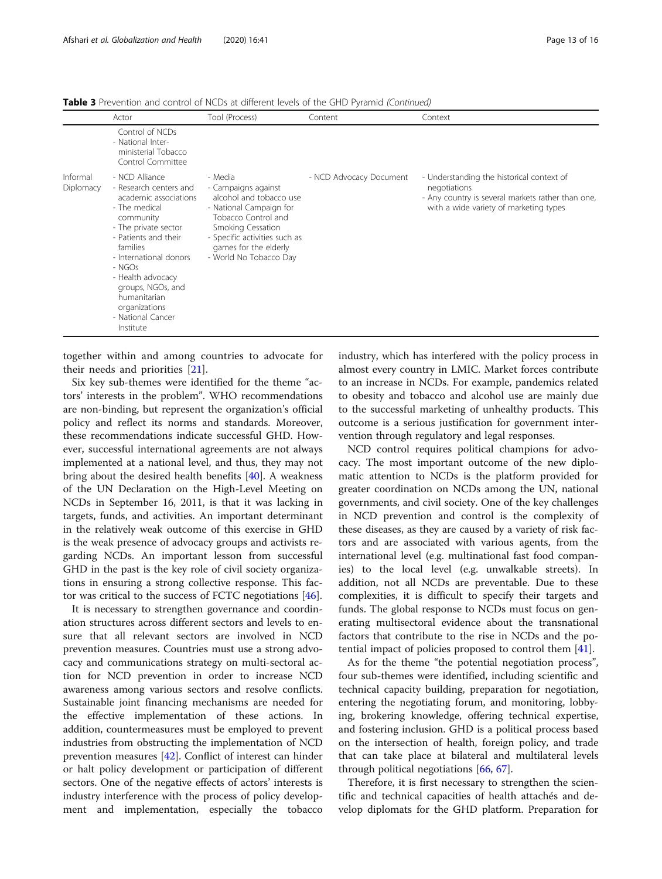**Table 3** Prevention and control of NCDs at different levels of the GHD Pyramid *(Continued)*

| | Actor | Tool (Process) | Content | Context |
|---|---|---|---|---|
| | Control of NCDs<br>- National Inter-ministerial Tobacco Control Committee | | | |
| Informal Diplomacy | - NCD Alliance<br>- Research centers and academic associations<br>- The medical community<br>- The private sector<br>- Patients and their families<br>- International donors<br>- NGOs<br>- Health advocacy groups, NGOs, and humanitarian organizations<br>- National Cancer Institute | - Media<br>- Campaigns against alcohol and tobacco use<br>- National Campaign for Tobacco Control and Smoking Cessation<br>- Specific activities such as games for the elderly<br>- World No Tobacco Day | - NCD Advocacy Document | - Understanding the historical context of negotiations<br>- Any country is several markets rather than one, with a wide variety of marketing types |

together within and among countries to advocate for their needs and priorities [21].

Six key sub-themes were identified for the theme "actors' interests in the problem". WHO recommendations are non-binding, but represent the organization's official policy and reflect its norms and standards. Moreover, these recommendations indicate successful GHD. However, successful international agreements are not always implemented at a national level, and thus, they may not bring about the desired health benefits [40]. A weakness of the UN Declaration on the High-Level Meeting on NCDs in September 16, 2011, is that it was lacking in targets, funds, and activities. An important determinant in the relatively weak outcome of this exercise in GHD is the weak presence of advocacy groups and activists regarding NCDs. An important lesson from successful GHD in the past is the key role of civil society organizations in ensuring a strong collective response. This factor was critical to the success of FCTC negotiations [46].

It is necessary to strengthen governance and coordination structures across different sectors and levels to ensure that all relevant sectors are involved in NCD prevention measures. Countries must use a strong advocacy and communications strategy on multi-sectoral action for NCD prevention in order to increase NCD awareness among various sectors and resolve conflicts. Sustainable joint financing mechanisms are needed for the effective implementation of these actions. In addition, countermeasures must be employed to prevent industries from obstructing the implementation of NCD prevention measures [42]. Conflict of interest can hinder or halt policy development or participation of different sectors. One of the negative effects of actors' interests is industry interference with the process of policy development and implementation, especially the tobacco industry, which has interfered with the policy process in almost every country in LMIC. Market forces contribute to an increase in NCDs. For example, pandemics related to obesity and tobacco and alcohol use are mainly due to the successful marketing of unhealthy products. This outcome is a serious justification for government intervention through regulatory and legal responses.

NCD control requires political champions for advocacy. The most important outcome of the new diplomatic attention to NCDs is the platform provided for greater coordination on NCDs among the UN, national governments, and civil society. One of the key challenges in NCD prevention and control is the complexity of these diseases, as they are caused by a variety of risk factors and are associated with various agents, from the international level (e.g. multinational fast food companies) to the local level (e.g. unwalkable streets). In addition, not all NCDs are preventable. Due to these complexities, it is difficult to specify their targets and funds. The global response to NCDs must focus on generating multisectoral evidence about the transnational factors that contribute to the rise in NCDs and the potential impact of policies proposed to control them [41].

As for the theme "the potential negotiation process", four sub-themes were identified, including scientific and technical capacity building, preparation for negotiation, entering the negotiating forum, and monitoring, lobbying, brokering knowledge, offering technical expertise, and fostering inclusion. GHD is a political process based on the intersection of health, foreign policy, and trade that can take place at bilateral and multilateral levels through political negotiations [66, 67].

Therefore, it is first necessary to strengthen the scientific and technical capacities of health attachés and develop diplomats for the GHD platform. Preparation for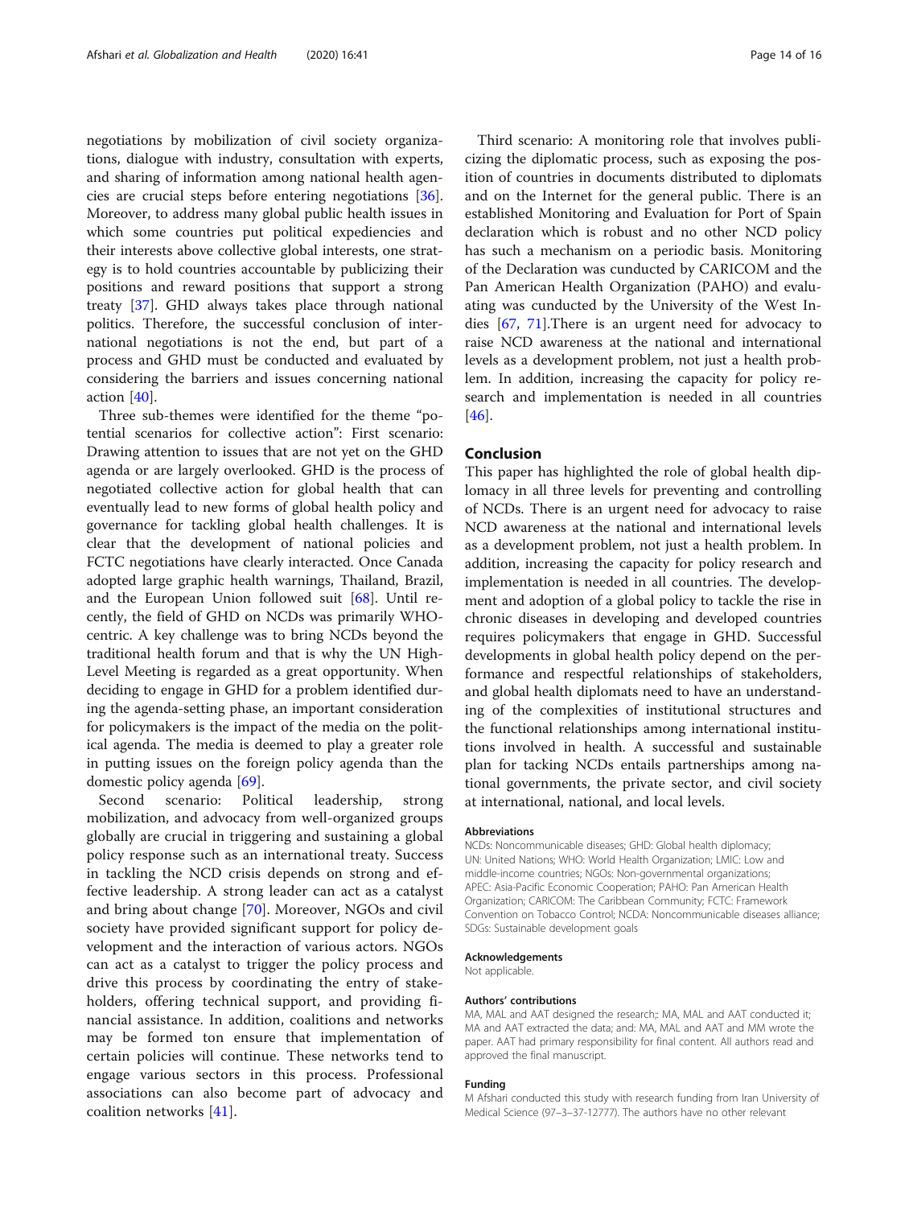negotiations by mobilization of civil society organizations, dialogue with industry, consultation with experts, and sharing of information among national health agencies are crucial steps before entering negotiations [36]. Moreover, to address many global public health issues in which some countries put political expediencies and their interests above collective global interests, one strategy is to hold countries accountable by publicizing their positions and reward positions that support a strong treaty [37]. GHD always takes place through national politics. Therefore, the successful conclusion of international negotiations is not the end, but part of a process and GHD must be conducted and evaluated by considering the barriers and issues concerning national action [40].

Three sub-themes were identified for the theme "potential scenarios for collective action": First scenario: Drawing attention to issues that are not yet on the GHD agenda or are largely overlooked. GHD is the process of negotiated collective action for global health that can eventually lead to new forms of global health policy and governance for tackling global health challenges. It is clear that the development of national policies and FCTC negotiations have clearly interacted. Once Canada adopted large graphic health warnings, Thailand, Brazil, and the European Union followed suit [68]. Until recently, the field of GHD on NCDs was primarily WHO-centric. A key challenge was to bring NCDs beyond the traditional health forum and that is why the UN High-Level Meeting is regarded as a great opportunity. When deciding to engage in GHD for a problem identified during the agenda-setting phase, an important consideration for policymakers is the impact of the media on the political agenda. The media is deemed to play a greater role in putting issues on the foreign policy agenda than the domestic policy agenda [69].

Second scenario: Political leadership, strong mobilization, and advocacy from well-organized groups globally are crucial in triggering and sustaining a global policy response such as an international treaty. Success in tackling the NCD crisis depends on strong and effective leadership. A strong leader can act as a catalyst and bring about change [70]. Moreover, NGOs and civil society have provided significant support for policy development and the interaction of various actors. NGOs can act as a catalyst to trigger the policy process and drive this process by coordinating the entry of stakeholders, offering technical support, and providing financial assistance. In addition, coalitions and networks may be formed ton ensure that implementation of certain policies will continue. These networks tend to engage various sectors in this process. Professional associations can also become part of advocacy and coalition networks [41].

Third scenario: A monitoring role that involves publicizing the diplomatic process, such as exposing the position of countries in documents distributed to diplomats and on the Internet for the general public. There is an established Monitoring and Evaluation for Port of Spain declaration which is robust and no other NCD policy has such a mechanism on a periodic basis. Monitoring of the Declaration was cunducted by CARICOM and the Pan American Health Organization (PAHO) and evaluating was cunducted by the University of the West Indies [67, 71].There is an urgent need for advocacy to raise NCD awareness at the national and international levels as a development problem, not just a health problem. In addition, increasing the capacity for policy research and implementation is needed in all countries [46].

## Conclusion

This paper has highlighted the role of global health diplomacy in all three levels for preventing and controlling of NCDs. There is an urgent need for advocacy to raise NCD awareness at the national and international levels as a development problem, not just a health problem. In addition, increasing the capacity for policy research and implementation is needed in all countries. The development and adoption of a global policy to tackle the rise in chronic diseases in developing and developed countries requires policymakers that engage in GHD. Successful developments in global health policy depend on the performance and respectful relationships of stakeholders, and global health diplomats need to have an understanding of the complexities of institutional structures and the functional relationships among international institutions involved in health. A successful and sustainable plan for tacking NCDs entails partnerships among national governments, the private sector, and civil society at international, national, and local levels.

### Abbreviations

NCDs: Noncommunicable diseases; GHD: Global health diplomacy; UN: United Nations; WHO: World Health Organization; LMIC: Low and middle-income countries; NGOs: Non-governmental organizations; APEC: Asia-Pacific Economic Cooperation; PAHO: Pan American Health Organization; CARICOM: The Caribbean Community; FCTC: Framework Convention on Tobacco Control; NCDA: Noncommunicable diseases alliance; SDGs: Sustainable development goals

### Acknowledgements

Not applicable.

### Authors' contributions

MA, MAL and AAT designed the research;: MA, MAL and AAT conducted it; MA and AAT extracted the data; and: MA, MAL and AAT and MM wrote the paper. AAT had primary responsibility for final content. All authors read and approved the final manuscript.

### Funding

M Afshari conducted this study with research funding from Iran University of Medical Science (97–3–37-12777). The authors have no other relevant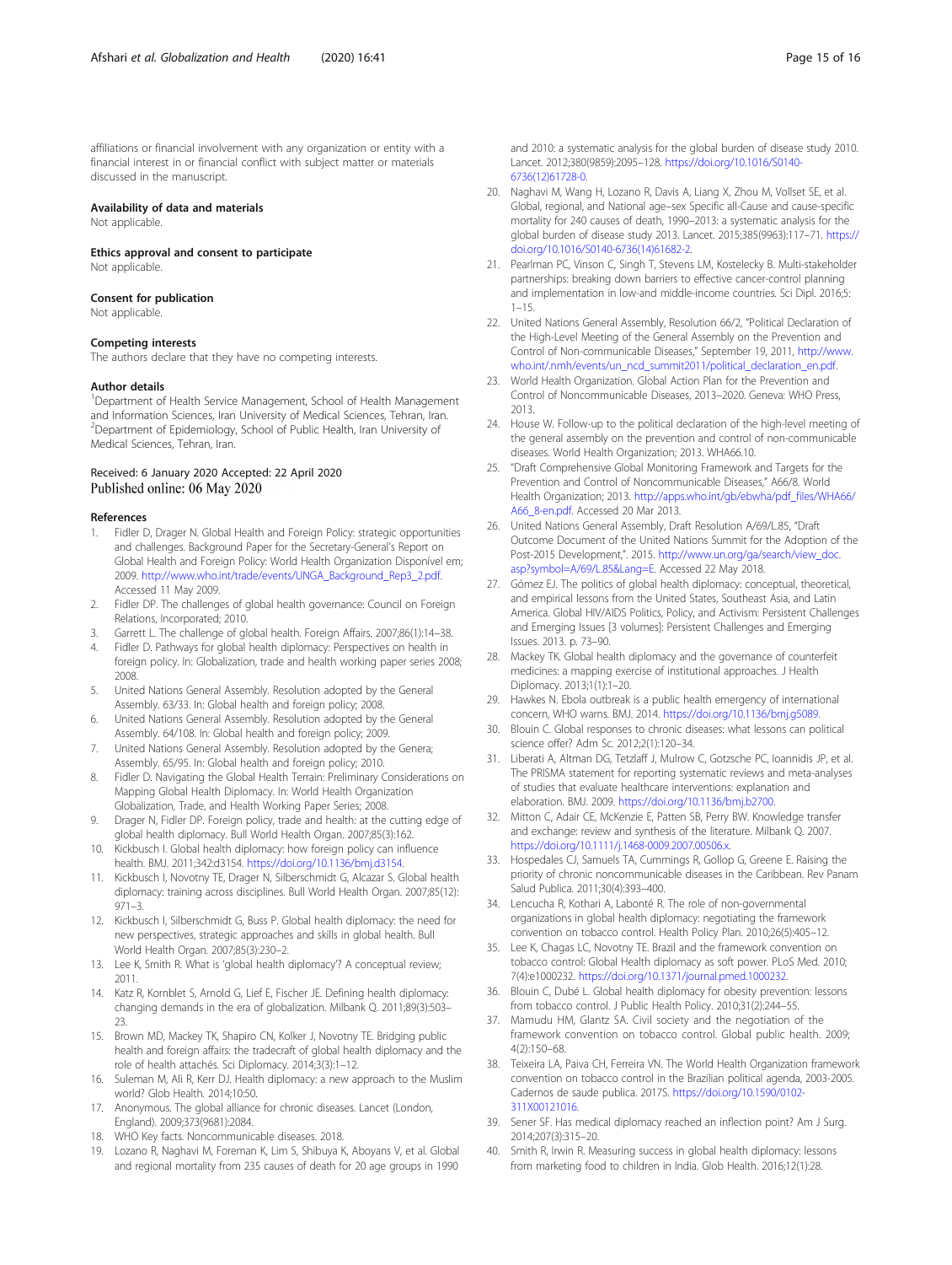affiliations or financial involvement with any organization or entity with a financial interest in or financial conflict with subject matter or materials discussed in the manuscript.

### Availability of data and materials

Not applicable.

### Ethics approval and consent to participate

Not applicable.

### Consent for publication

Not applicable.

### Competing interests

The authors declare that they have no competing interests.

### Author details

[1]Department of Health Service Management, School of Health Management and Information Sciences, Iran University of Medical Sciences, Tehran, Iran. [2]Department of Epidemiology, School of Public Health, Iran University of Medical Sciences, Tehran, Iran.

Received: 6 January 2020 Accepted: 22 April 2020
Published online: 06 May 2020

### References

1. Fidler D, Drager N. Global Health and Foreign Policy: strategic opportunities and challenges. Background Paper for the Secretary-General's Report on Global Health and Foreign Policy: World Health Organization Disponível em; 2009. http://www.who.int/trade/events/UNGA_Background_Rep3_2.pdf. Accessed 11 May 2009.
2. Fidler DP. The challenges of global health governance: Council on Foreign Relations, Incorporated; 2010.
3. Garrett L. The challenge of global health. Foreign Affairs. 2007;86(1):14–38.
4. Fidler D. Pathways for global health diplomacy: Perspectives on health in foreign policy. In: Globalization, trade and health working paper series 2008; 2008.
5. United Nations General Assembly. Resolution adopted by the General Assembly. 63/33. In: Global health and foreign policy; 2008.
6. United Nations General Assembly. Resolution adopted by the General Assembly. 64/108. In: Global health and foreign policy; 2009.
7. United Nations General Assembly. Resolution adopted by the Genera; Assembly. 65/95. In: Global health and foreign policy; 2010.
8. Fidler D. Navigating the Global Health Terrain: Preliminary Considerations on Mapping Global Health Diplomacy. In: World Health Organization Globalization, Trade, and Health Working Paper Series; 2008.
9. Drager N, Fidler DP. Foreign policy, trade and health: at the cutting edge of global health diplomacy. Bull World Health Organ. 2007;85(3):162.
10. Kickbusch I. Global health diplomacy: how foreign policy can influence health. BMJ. 2011;342:d3154. https://doi.org/10.1136/bmj.d3154.
11. Kickbusch I, Novotny TE, Drager N, Silberschmidt G, Alcazar S. Global health diplomacy: training across disciplines. Bull World Health Organ. 2007;85(12):971–3.
12. Kickbusch I, Silberschmidt G, Buss P. Global health diplomacy: the need for new perspectives, strategic approaches and skills in global health. Bull World Health Organ. 2007;85(3):230–2.
13. Lee K, Smith R. What is 'global health diplomacy'? A conceptual review; 2011.
14. Katz R, Kornblet S, Arnold G, Lief E, Fischer JE. Defining health diplomacy: changing demands in the era of globalization. Milbank Q. 2011;89(3):503–23.
15. Brown MD, Mackey TK, Shapiro CN, Kolker J, Novotny TE. Bridging public health and foreign affairs: the tradecraft of global health diplomacy and the role of health attachés. Sci Diplomacy. 2014;3(3):1–12.
16. Suleman M, Ali R, Kerr DJ. Health diplomacy: a new approach to the Muslim world? Glob Health. 2014;10:50.
17. Anonymous. The global alliance for chronic diseases. Lancet (London, England). 2009;373(9681):2084.
18. WHO Key facts. Noncommunicable diseases. 2018.
19. Lozano R, Naghavi M, Foreman K, Lim S, Shibuya K, Aboyans V, et al. Global and regional mortality from 235 causes of death for 20 age groups in 1990 and 2010: a systematic analysis for the global burden of disease study 2010. Lancet. 2012;380(9859):2095–128. https://doi.org/10.1016/S0140-6736(12)61728-0.
20. Naghavi M, Wang H, Lozano R, Davis A, Liang X, Zhou M, Vollset SE, et al. Global, regional, and National age–sex Specific all-Cause and cause-specific mortality for 240 causes of death, 1990–2013: a systematic analysis for the global burden of disease study 2013. Lancet. 2015;385(9963):117–71. https://doi.org/10.1016/S0140-6736(14)61682-2.
21. Pearlman PC, Vinson C, Singh T, Stevens LM, Kostelecky B. Multi-stakeholder partnerships: breaking down barriers to effective cancer-control planning and implementation in low-and middle-income countries. Sci Dipl. 2016;5:1–15.
22. United Nations General Assembly, Resolution 66/2, "Political Declaration of the High-Level Meeting of the General Assembly on the Prevention and Control of Non-communicable Diseases," September 19, 2011, http://www.who.int/.nmh/events/un_ncd_summit2011/political_declaration_en.pdf.
23. World Health Organization. Global Action Plan for the Prevention and Control of Noncommunicable Diseases, 2013–2020. Geneva: WHO Press, 2013.
24. House W. Follow-up to the political declaration of the high-level meeting of the general assembly on the prevention and control of non-communicable diseases. World Health Organization; 2013. WHA66.10.
25. "Draft Comprehensive Global Monitoring Framework and Targets for the Prevention and Control of Noncommunicable Diseases," A66/8. World Health Organization; 2013. http://apps.who.int/gb/ebwha/pdf_files/WHA66/A66_8-en.pdf. Accessed 20 Mar 2013.
26. United Nations General Assembly, Draft Resolution A/69/L.85, "Draft Outcome Document of the United Nations Summit for the Adoption of the Post-2015 Development,". 2015. http://www.un.org/ga/search/view_doc.asp?symbol=A/69/L.85&Lang=E. Accessed 22 May 2018.
27. Gómez EJ. The politics of global health diplomacy: conceptual, theoretical, and empirical lessons from the United States, Southeast Asia, and Latin America. Global HIV/AIDS Politics, Policy, and Activism: Persistent Challenges and Emerging Issues [3 volumes]: Persistent Challenges and Emerging Issues. 2013. p. 73–90.
28. Mackey TK. Global health diplomacy and the governance of counterfeit medicines: a mapping exercise of institutional approaches. J Health Diplomacy. 2013;1(1):1–20.
29. Hawkes N. Ebola outbreak is a public health emergency of international concern, WHO warns. BMJ. 2014. https://doi.org/10.1136/bmj.g5089.
30. Blouin C. Global responses to chronic diseases: what lessons can political science offer? Adm Sc. 2012;2(1):120–34.
31. Liberati A, Altman DG, Tetzlaff J, Mulrow C, Gotzsche PC, Ioannidis JP, et al. The PRISMA statement for reporting systematic reviews and meta-analyses of studies that evaluate healthcare interventions: explanation and elaboration. BMJ. 2009. https://doi.org/10.1136/bmj.b2700.
32. Mitton C, Adair CE, McKenzie E, Patten SB, Perry BW. Knowledge transfer and exchange: review and synthesis of the literature. Milbank Q. 2007. https://doi.org/10.1111/j.1468-0009.2007.00506.x.
33. Hospedales CJ, Samuels TA, Cummings R, Gollop G, Greene E. Raising the priority of chronic noncommunicable diseases in the Caribbean. Rev Panam Salud Publica. 2011;30(4):393–400.
34. Lencucha R, Kothari A, Labonté R. The role of non-governmental organizations in global health diplomacy: negotiating the framework convention on tobacco control. Health Policy Plan. 2010;26(5):405–12.
35. Lee K, Chagas LC, Novotny TE. Brazil and the framework convention on tobacco control: Global Health diplomacy as soft power. PLoS Med. 2010;7(4):e1000232. https://doi.org/10.1371/journal.pmed.1000232.
36. Blouin C, Dubé L. Global health diplomacy for obesity prevention: lessons from tobacco control. J Public Health Policy. 2010;31(2):244–55.
37. Mamudu HM, Glantz SA. Civil society and the negotiation of the framework convention on tobacco control. Global public health. 2009;4(2):150–68.
38. Teixeira LA, Paiva CH, Ferreira VN. The World Health Organization framework convention on tobacco control in the Brazilian political agenda, 2003-2005. Cadernos de saude publica. 2017S. https://doi.org/10.1590/0102-311X00121016.
39. Sener SF. Has medical diplomacy reached an inflection point? Am J Surg. 2014;207(3):315–20.
40. Smith R, Irwin R. Measuring success in global health diplomacy: lessons from marketing food to children in India. Glob Health. 2016;12(1):28.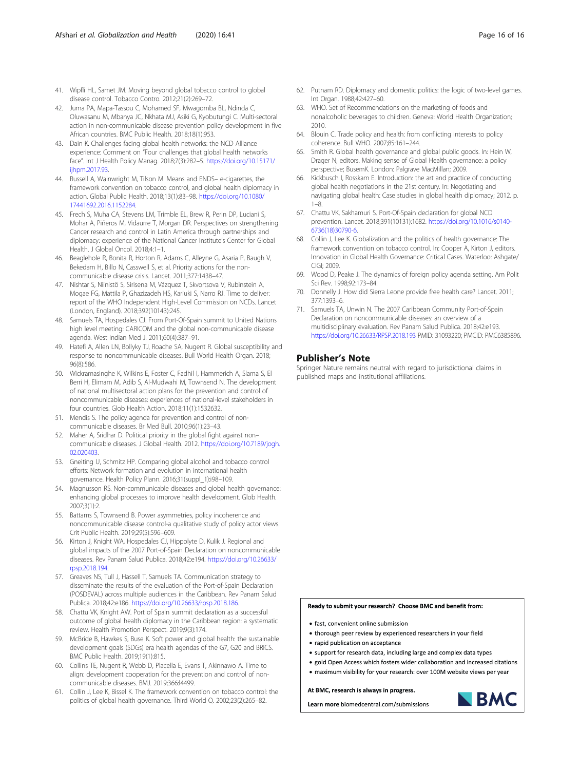41. Wipfli HL, Samet JM. Moving beyond global tobacco control to global disease control. Tobacco Contro. 2012;21(2):269–72.
42. Juma PA, Mapa-Tassou C, Mohamed SF, Mwagomba BL, Ndinda C, Oluwasanu M, Mbanya JC, Nkhata MJ, Asiki G, Kyobutungi C. Multi-sectoral action in non-communicable disease prevention policy development in five African countries. BMC Public Health. 2018;18(1):953.
43. Dain K. Challenges facing global health networks: the NCD Alliance experience: Comment on "Four challenges that global health networks face". Int J Health Policy Manag. 2018;7(3):282–5. https://doi.org/10.15171/ijhpm.2017.93.
44. Russell A, Wainwright M, Tilson M. Means and ENDS– e-cigarettes, the framework convention on tobacco control, and global health diplomacy in action. Global Public Health. 2018;13(1):83–98. https://doi.org/10.1080/17441692.2016.1152284.
45. Frech S, Muha CA, Stevens LM, Trimble EL, Brew R, Perin DP, Luciani S, Mohar A, Piñeros M, Vidaurre T, Morgan DR. Perspectives on strengthening Cancer research and control in Latin America through partnerships and diplomacy: experience of the National Cancer Institute's Center for Global Health. J Global Oncol. 2018;4:1–1.
46. Beaglehole R, Bonita R, Horton R, Adams C, Alleyne G, Asaria P, Baugh V, Bekedam H, Billo N, Casswell S, et al. Priority actions for the non-communicable disease crisis. Lancet. 2011;377:1438–47.
47. Nishtar S, Niinistö S, Sirisena M, Vázquez T, Skvortsova V, Rubinstein A, Mogae FG, Mattila P, Ghazizadeh HS, Kariuki S, Narro RJ. Time to deliver: report of the WHO Independent High-Level Commission on NCDs. Lancet (London, England). 2018;392(10143):245.
48. Samuels TA, Hospedales CJ. From Port-Of-Spain summit to United Nations high level meeting: CARICOM and the global non-communicable disease agenda. West Indian Med J. 2011;60(4):387–91.
49. Hatefi A, Allen LN, Bollyky TJ, Roache SA, Nugent R. Global susceptibility and response to noncommunicable diseases. Bull World Health Organ. 2018;96(8):586.
50. Wickramasinghe K, Wilkins E, Foster C, Fadhil I, Hammerich A, Slama S, El Berri H, Elimam M, Adib S, Al-Mudwahi M, Townsend N. The development of national multisectoral action plans for the prevention and control of noncommunicable diseases: experiences of national-level stakeholders in four countries. Glob Health Action. 2018;11(1):1532632.
51. Mendis S. The policy agenda for prevention and control of non-communicable diseases. Br Med Bull. 2010;96(1):23–43.
52. Maher A, Sridhar D. Political priority in the global fight against non–communicable diseases. J Global Health. 2012. https://doi.org/10.7189/jogh.02.020403.
53. Gneiting U, Schmitz HP. Comparing global alcohol and tobacco control efforts: Network formation and evolution in international health governance. Health Policy Plann. 2016;31(suppl_1):i98–109.
54. Magnusson RS. Non-communicable diseases and global health governance: enhancing global processes to improve health development. Glob Health. 2007;3(1):2.
55. Battams S, Townsend B. Power asymmetries, policy incoherence and noncommunicable disease control-a qualitative study of policy actor views. Crit Public Health. 2019;29(5):596–609.
56. Kirton J, Knight WA, Hospedales CJ, Hippolyte D, Kulik J. Regional and global impacts of the 2007 Port-of-Spain Declaration on noncommunicable diseases. Rev Panam Salud Publica. 2018;42:e194. https://doi.org/10.26633/rpsp.2018.194.
57. Greaves NS, Tull J, Hassell T, Samuels TA. Communication strategy to disseminate the results of the evaluation of the Port-of-Spain Declaration (POSDEVAL) across multiple audiences in the Caribbean. Rev Panam Salud Publica. 2018;42:e186. https://doi.org/10.26633/rpsp.2018.186.
58. Chattu VK, Knight AW. Port of Spain summit declaration as a successful outcome of global health diplomacy in the Caribbean region: a systematic review. Health Promotion Perspect. 2019;9(3):174.
59. McBride B, Hawkes S, Buse K. Soft power and global health: the sustainable development goals (SDGs) era health agendas of the G7, G20 and BRICS. BMC Public Health. 2019;19(1):815.
60. Collins TE, Nugent R, Webb D, Placella E, Evans T, Akinnawo A. Time to align: development cooperation for the prevention and control of non-communicable diseases. BMJ. 2019;366:l4499.
61. Collin J, Lee K, Bissel K. The framework convention on tobacco control: the politics of global health governance. Third World Q. 2002;23(2):265–82.
62. Putnam RD. Diplomacy and domestic politics: the logic of two-level games. Int Organ. 1988;42:427–60.
63. WHO. Set of Recommendations on the marketing of foods and nonalcoholic beverages to children. Geneva: World Health Organization; 2010.
64. Blouin C. Trade policy and health: from conflicting interests to policy coherence. Bull WHO. 2007;85:161–244.
65. Smith R. Global health governance and global public goods. In: Hein W, Drager N, editors. Making sense of Global Health governance: a policy perspective; BusemK. London: Palgrave MacMillan; 2009.
66. Kickbusch I, Rosskam E. Introduction: the art and practice of conducting global health negotiations in the 21st century. In: Negotiating and navigating global health: Case studies in global health diplomacy; 2012. p. 1–8.
67. Chattu VK, Sakhamuri S. Port-Of-Spain declaration for global NCD prevention. Lancet. 2018;391(10131):1682. https://doi.org/10.1016/s0140-6736(18)30790-6.
68. Collin J, Lee K. Globalization and the politics of health governance: The framework convention on tobacco control. In: Cooper A, Kirton J, editors. Innovation in Global Health Governance: Critical Cases. Waterloo: Ashgate/CIGI; 2009.
69. Wood D, Peake J. The dynamics of foreign policy agenda setting. Am Polit Sci Rev. 1998;92:173–84.
70. Donnelly J. How did Sierra Leone provide free health care? Lancet. 2011; 377:1393–6.
71. Samuels TA, Unwin N. The 2007 Caribbean Community Port-of-Spain Declaration on noncommunicable diseases: an overview of a multidisciplinary evaluation. Rev Panam Salud Publica. 2018;42:e193. https://doi.org/10.26633/RPSP.2018.193 PMID: 31093220; PMCID: PMC6385896.

## Publisher's Note

Springer Nature remains neutral with regard to jurisdictional claims in published maps and institutional affiliations.

**Ready to submit your research? Choose BMC and benefit from:**

- fast, convenient online submission
- thorough peer review by experienced researchers in your field
- rapid publication on acceptance
- support for research data, including large and complex data types
- gold Open Access which fosters wider collaboration and increased citations
- maximum visibility for your research: over 100M website views per year

**At BMC, research is always in progress.**

**Learn more** biomedcentral.com/submissions

BMC